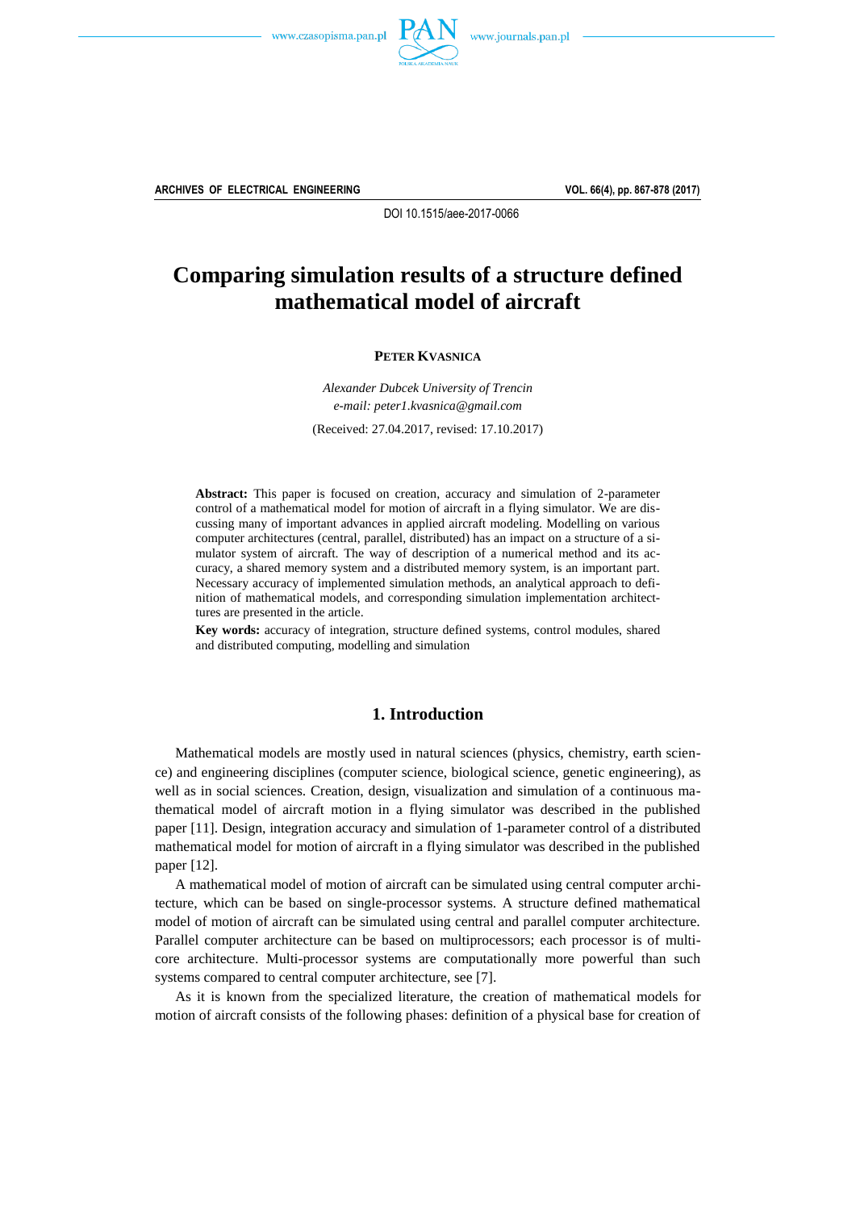ARCHIVES OF ELECTRICAL ENGINEERING VOL. 66(4), pp. 867-878 (2017)

DOI 10.1515/aee-2017-0066

# Comparing simulation results of a structure defined mathematical model of aircraft

**PETER KVASNICA**

*Alexander Dubcek University of Trencin*
*e-mail: peter1.kvasnica@gmail.com*

(Received: 27.04.2017, revised: 17.10.2017)

**Abstract:** This paper is focused on creation, accuracy and simulation of 2-parameter control of a mathematical model for motion of aircraft in a flying simulator. We are discussing many of important advances in applied aircraft modeling. Modelling on various computer architectures (central, parallel, distributed) has an impact on a structure of a simulator system of aircraft. The way of description of a numerical method and its accuracy, a shared memory system and a distributed memory system, is an important part. Necessary accuracy of implemented simulation methods, an analytical approach to definition of mathematical models, and corresponding simulation implementation architecttures are presented in the article.

**Key words:** accuracy of integration, structure defined systems, control modules, shared and distributed computing, modelling and simulation

## 1. Introduction

Mathematical models are mostly used in natural sciences (physics, chemistry, earth science) and engineering disciplines (computer science, biological science, genetic engineering), as well as in social sciences. Creation, design, visualization and simulation of a continuous mathematical model of aircraft motion in a flying simulator was described in the published paper [11]. Design, integration accuracy and simulation of 1-parameter control of a distributed mathematical model for motion of aircraft in a flying simulator was described in the published paper [12].

A mathematical model of motion of aircraft can be simulated using central computer architecture, which can be based on single-processor systems. A structure defined mathematical model of motion of aircraft can be simulated using central and parallel computer architecture. Parallel computer architecture can be based on multiprocessors; each processor is of multicore architecture. Multi-processor systems are computationally more powerful than such systems compared to central computer architecture, see [7].

As it is known from the specialized literature, the creation of mathematical models for motion of aircraft consists of the following phases: definition of a physical base for creation of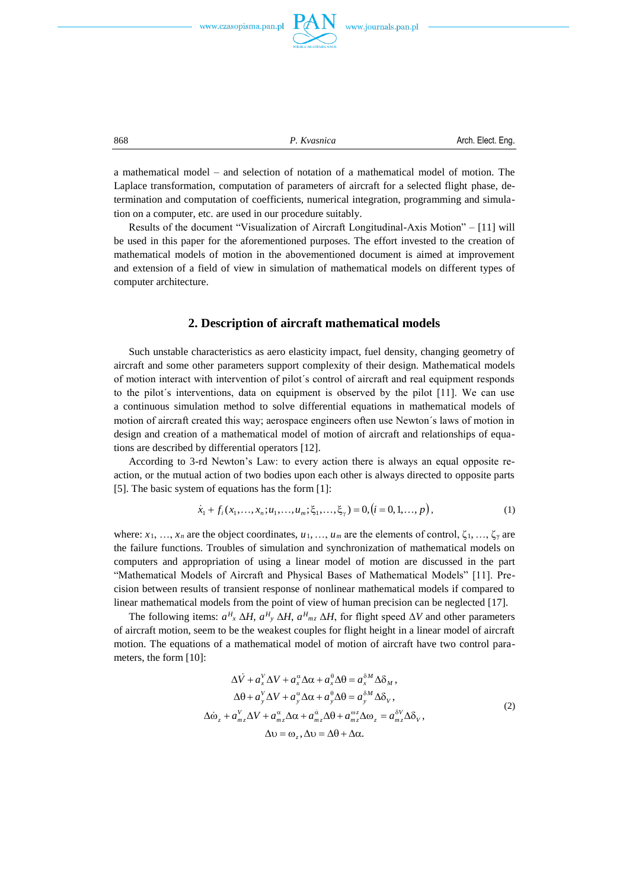a mathematical model – and selection of notation of a mathematical model of motion. The Laplace transformation, computation of parameters of aircraft for a selected flight phase, determination and computation of coefficients, numerical integration, programming and simulation on a computer, etc. are used in our procedure suitably.

Results of the document "Visualization of Aircraft Longitudinal-Axis Motion" – [11] will be used in this paper for the aforementioned purposes. The effort invested to the creation of mathematical models of motion in the abovementioned document is aimed at improvement and extension of a field of view in simulation of mathematical models on different types of computer architecture.

## 2. Description of aircraft mathematical models

Such unstable characteristics as aero elasticity impact, fuel density, changing geometry of aircraft and some other parameters support complexity of their design. Mathematical models of motion interact with intervention of pilot´s control of aircraft and real equipment responds to the pilot´s interventions, data on equipment is observed by the pilot [11]. We can use a continuous simulation method to solve differential equations in mathematical models of motion of aircraft created this way; aerospace engineers often use Newton´s laws of motion in design and creation of a mathematical model of motion of aircraft and relationships of equations are described by differential operators [12].

According to 3-rd Newton's Law: to every action there is always an equal opposite reaction, or the mutual action of two bodies upon each other is always directed to opposite parts [5]. The basic system of equations has the form [1]:

$$\dot{x}_1 + f_i(x_1,\ldots,x_n;u_1,\ldots,u_m;\xi_1,\ldots,\xi_\gamma) = 0, (i = 0,1,\ldots,p), \tag{1}$$

where: $x_1, \ldots, x_n$ are the object coordinates, $u_1, \ldots, u_m$ are the elements of control, $\zeta_1, \ldots, \zeta_\gamma$ are the failure functions. Troubles of simulation and synchronization of mathematical models on computers and appropriation of using a linear model of motion are discussed in the part "Mathematical Models of Aircraft and Physical Bases of Mathematical Models" [11]. Precision between results of transient response of nonlinear mathematical models if compared to linear mathematical models from the point of view of human precision can be neglected [17].

The following items: $a^{H}_{x}\,\Delta H$, $a^{H}_{y}\,\Delta H$, $a^{H}_{mz}\,\Delta H$, for flight speed $\Delta V$ and other parameters of aircraft motion, seem to be the weakest couples for flight height in a linear model of aircraft motion. The equations of a mathematical model of motion of aircraft have two control parameters, the form [10]:

$$\begin{gathered}
\Delta\dot{V} + a_x^V \Delta V + a_x^\alpha \Delta\alpha + a_x^\theta \Delta\theta = a_x^{\delta M} \Delta\delta_M, \\
\Delta\theta + a_y^V \Delta V + a_y^\alpha \Delta\alpha + a_y^\theta \Delta\theta = a_y^{\delta M} \Delta\delta_V, \\
\Delta\dot{\omega}_z + a_{mz}^V \Delta V + a_{mz}^\alpha \Delta\alpha + a_{mz}^{\dot{\alpha}} \Delta\theta + a_{mz}^{\omega z} \Delta\omega_z = a_{mz}^{\delta V} \Delta\delta_V, \\
\Delta\upsilon = \omega_z, \Delta\upsilon = \Delta\theta + \Delta\alpha.
\end{gathered} \tag{2}$$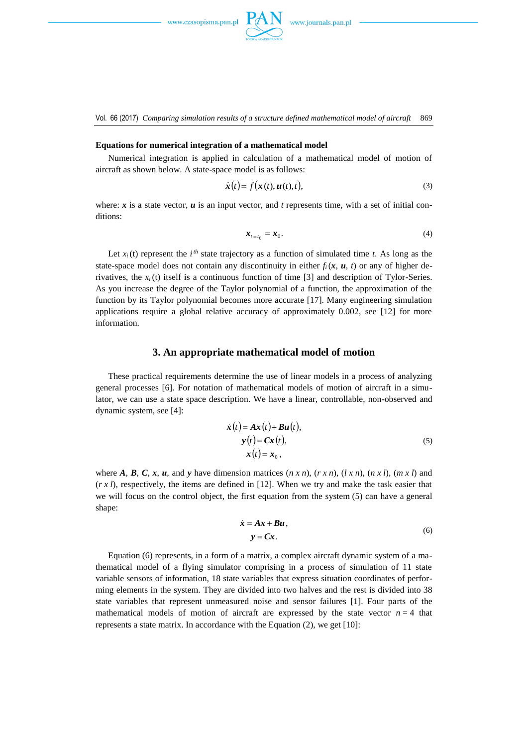**Equations for numerical integration of a mathematical model**

Numerical integration is applied in calculation of a mathematical model of motion of aircraft as shown below. A state-space model is as follows:

$$\dot{\boldsymbol{x}}(t) = f(\boldsymbol{x}(t), \boldsymbol{u}(t), t), \tag{3}$$

where: $\boldsymbol{x}$ is a state vector, $\boldsymbol{u}$ is an input vector, and $t$ represents time, with a set of initial conditions:

$$\boldsymbol{x}_{t=t_0} = \boldsymbol{x}_0. \tag{4}$$

Let $x_i(\mathrm{t})$ represent the $i^{th}$ state trajectory as a function of simulated time $t$. As long as the state-space model does not contain any discontinuity in either $f_i(\boldsymbol{x}, \boldsymbol{u}, t)$ or any of higher derivatives, the $x_i(\mathrm{t})$ itself is a continuous function of time [3] and description of Tylor-Series. As you increase the degree of the Taylor polynomial of a function, the approximation of the function by its Taylor polynomial becomes more accurate [17]. Many engineering simulation applications require a global relative accuracy of approximately 0.002, see [12] for more information.

## 3. An appropriate mathematical model of motion

These practical requirements determine the use of linear models in a process of analyzing general processes [6]. For notation of mathematical models of motion of aircraft in a simulator, we can use a state space description. We have a linear, controllable, non-observed and dynamic system, see [4]:

$$\begin{aligned}\dot{\boldsymbol{x}}(t) &= \boldsymbol{A}\boldsymbol{x}(t) + \boldsymbol{B}\boldsymbol{u}(t),\\ \boldsymbol{y}(t) &= \boldsymbol{C}\boldsymbol{x}(t),\\ \boldsymbol{x}(t) &= \boldsymbol{x}_0,\end{aligned} \tag{5}$$

where $\boldsymbol{A}$, $\boldsymbol{B}$, $\boldsymbol{C}$, $\boldsymbol{x}$, $\boldsymbol{u}$, and $\boldsymbol{y}$ have dimension matrices $(n\ x\ n)$, $(r\ x\ n)$, $(l\ x\ n)$, $(n\ x\ l)$, $(m\ x\ l)$ and $(r\ x\ l)$, respectively, the items are defined in [12]. When we try and make the task easier that we will focus on the control object, the first equation from the system (5) can have a general shape:

$$\begin{aligned}\dot{\boldsymbol{x}} &= \boldsymbol{A}\boldsymbol{x} + \boldsymbol{B}\boldsymbol{u},\\ \boldsymbol{y} &= \boldsymbol{C}\boldsymbol{x}.\end{aligned} \tag{6}$$

Equation (6) represents, in a form of a matrix, a complex aircraft dynamic system of a mathematical model of a flying simulator comprising in a process of simulation of 11 state variable sensors of information, 18 state variables that express situation coordinates of performing elements in the system. They are divided into two halves and the rest is divided into 38 state variables that represent unmeasured noise and sensor failures [1]. Four parts of the mathematical models of motion of aircraft are expressed by the state vector $n = 4$ that represents a state matrix. In accordance with the Equation (2), we get [10]: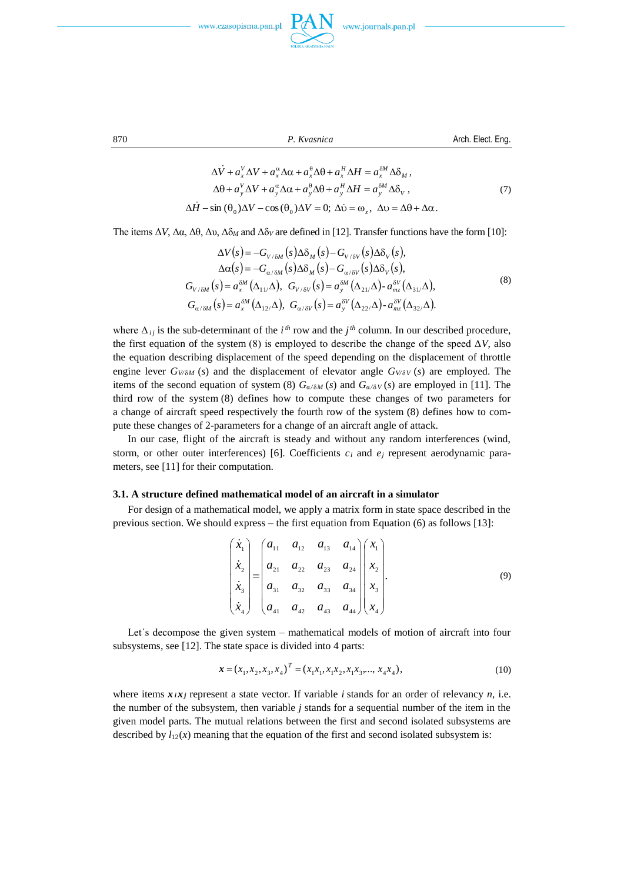$$
\begin{aligned}
\Delta\dot{V} + a_x^V \Delta V + a_x^\alpha \Delta\alpha + a_x^\theta \Delta\theta + a_x^H \Delta H &= a_x^{\delta M} \Delta\delta_M, \\
\Delta\theta + a_y^V \Delta V + a_y^\alpha \Delta\alpha + a_y^\theta \Delta\theta + a_y^H \Delta H &= a_y^{\delta M} \Delta\delta_V, \\
\Delta\dot{H} - \sin(\theta_0)\Delta V - \cos(\theta_0)\Delta V = 0;\ \Delta\dot{\upsilon} &= \omega_z,\ \ \Delta\upsilon = \Delta\theta + \Delta\alpha.
\end{aligned}
\tag{7}
$$

The items $\Delta V$, $\Delta\alpha$, $\Delta\theta$, $\Delta\upsilon$, $\Delta\delta_M$ and $\Delta\delta_V$ are defined in [12]. Transfer functions have the form [10]:

$$
\begin{aligned}
\Delta V(s) &= -G_{V/\delta M}(s)\Delta\delta_M(s) - G_{V/\delta V}(s)\Delta\delta_V(s), \\
\Delta\alpha(s) &= -G_{\alpha/\delta M}(s)\Delta\delta_M(s) - G_{\alpha/\delta V}(s)\Delta\delta_V(s), \\
G_{V/\delta M}(s) = a_x^{\delta M}(\Delta_{11/}\Delta),\ \ & G_{V/\delta V}(s) = a_y^{\delta M}(\Delta_{21/}\Delta) \text{-} a_{mz}^{\delta V}(\Delta_{31/}\Delta), \\
G_{\alpha/\delta M}(s) = a_x^{\delta M}(\Delta_{12/}\Delta),\ \ & G_{\alpha/\delta V}(s) = a_y^{\delta V}(\Delta_{22/}\Delta) \text{-} a_{mz}^{\delta V}(\Delta_{32/}\Delta).
\end{aligned}
\tag{8}
$$

where $\Delta_{ij}$ is the sub-determinant of the $i^{th}$ row and the $j^{th}$ column. In our described procedure, the first equation of the system (8) is employed to describe the change of the speed $\Delta V$, also the equation describing displacement of the speed depending on the displacement of throttle engine lever $G_{V/\delta M}(s)$ and the displacement of elevator angle $G_{V/\delta V}(s)$ are employed. The items of the second equation of system (8) $G_{\alpha/\delta M}(s)$ and $G_{\alpha/\delta V}(s)$ are employed in [11]. The third row of the system (8) defines how to compute these changes of two parameters for a change of aircraft speed respectively the fourth row of the system (8) defines how to compute these changes of 2-parameters for a change of an aircraft angle of attack.

In our case, flight of the aircraft is steady and without any random interferences (wind, storm, or other outer interferences) [6]. Coefficients $c_i$ and $e_j$ represent aerodynamic parameters, see [11] for their computation.

### 3.1. A structure defined mathematical model of an aircraft in a simulator

For design of a mathematical model, we apply a matrix form in state space described in the previous section. We should express – the first equation from Equation (6) as follows [13]:

$$
\begin{pmatrix} \dot{x}_1 \\ \dot{x}_2 \\ \dot{x}_3 \\ \dot{x}_4 \end{pmatrix} =
\begin{pmatrix} a_{11} & a_{12} & a_{13} & a_{14} \\ a_{21} & a_{22} & a_{23} & a_{24} \\ a_{31} & a_{32} & a_{33} & a_{34} \\ a_{41} & a_{42} & a_{43} & a_{44} \end{pmatrix}
\begin{pmatrix} x_1 \\ x_2 \\ x_3 \\ x_4 \end{pmatrix}.
\tag{9}
$$

Let´s decompose the given system – mathematical models of motion of aircraft into four subsystems, see [12]. The state space is divided into 4 parts:

$$
\boldsymbol{x} = (x_1, x_2, x_3, x_4)^T = (x_1x_1, x_1x_2, x_1x_3, \ldots, x_4x_4),
\tag{10}
$$

where items $\boldsymbol{x_i x_j}$ represent a state vector. If variable $i$ stands for an order of relevancy $n$, i.e. the number of the subsystem, then variable $j$ stands for a sequential number of the item in the given model parts. The mutual relations between the first and second isolated subsystems are described by $l_{12}(x)$ meaning that the equation of the first and second isolated subsystem is: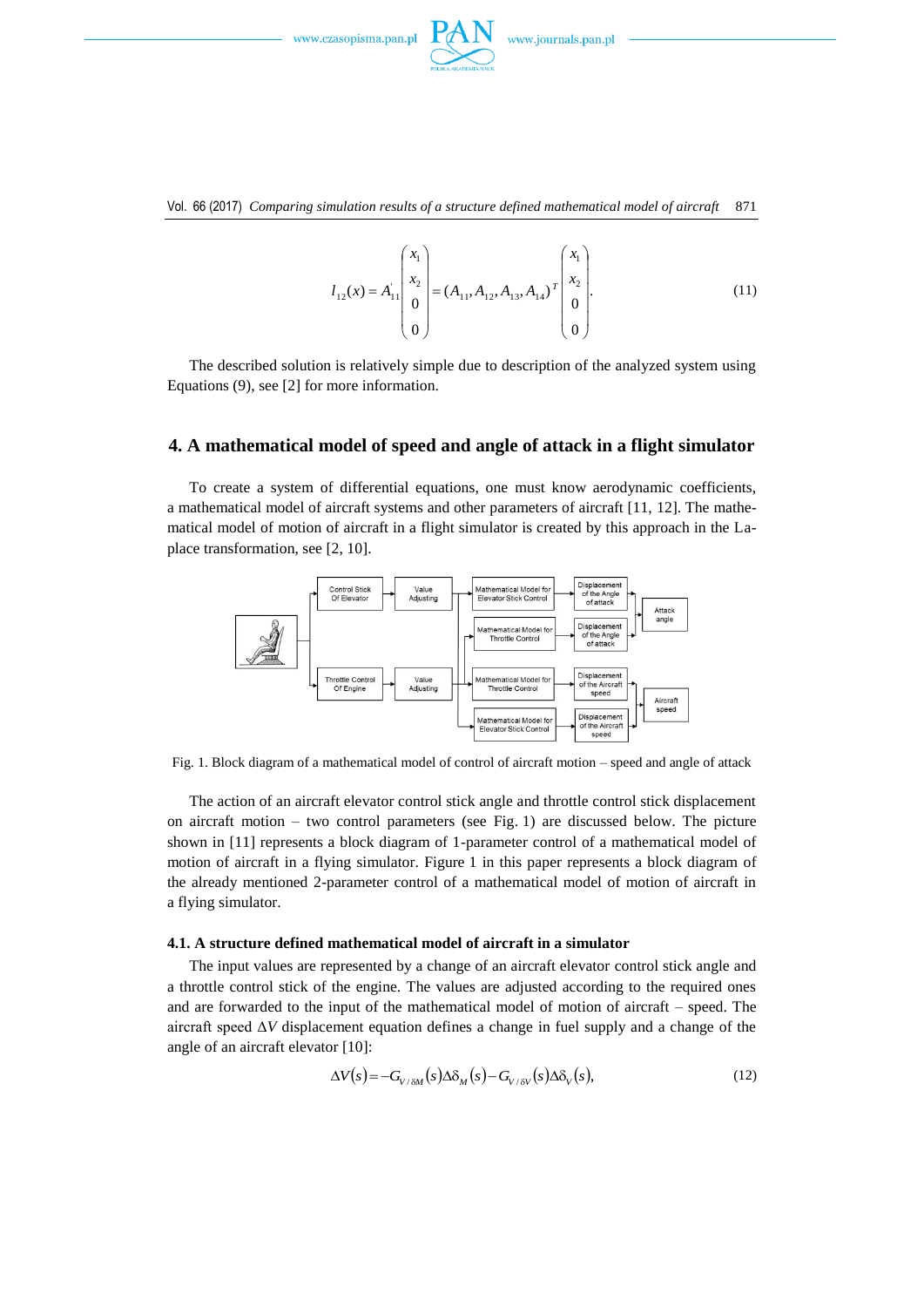$$l_{12}(x) = A_{11}^{'} \begin{pmatrix} x_1 \\ x_2 \\ 0 \\ 0 \end{pmatrix} = (A_{11}, A_{12}, A_{13}, A_{14})^T \begin{pmatrix} x_1 \\ x_2 \\ 0 \\ 0 \end{pmatrix}. \tag{11}$$

The described solution is relatively simple due to description of the analyzed system using Equations (9), see [2] for more information.

## 4. A mathematical model of speed and angle of attack in a flight simulator

To create a system of differential equations, one must know aerodynamic coefficients, a mathematical model of aircraft systems and other parameters of aircraft [11, 12]. The mathematical model of motion of aircraft in a flight simulator is created by this approach in the Laplace transformation, see [2, 10].

Control Stick Of Elevator

Value Adjusting

Mathematical Model for Elevator Stick Control

Displacement of the Angle of attack

Attack angle

Mathematical Model for Throttle Control

Displacement of the Angle of attack

Throttle Control Of Engine

Value Adjusting

Mathematical Model for Throttle Control

Displacement of the Aircraft speed

Aircraft speed

Mathematical Model for Elevator Stick Control

Displacement of the Aircraft speed

Fig. 1. Block diagram of a mathematical model of control of aircraft motion – speed and angle of attack

The action of an aircraft elevator control stick angle and throttle control stick displacement on aircraft motion – two control parameters (see Fig. 1) are discussed below. The picture shown in [11] represents a block diagram of 1-parameter control of a mathematical model of motion of aircraft in a flying simulator. Figure 1 in this paper represents a block diagram of the already mentioned 2-parameter control of a mathematical model of motion of aircraft in a flying simulator.

### 4.1. A structure defined mathematical model of aircraft in a simulator

The input values are represented by a change of an aircraft elevator control stick angle and a throttle control stick of the engine. The values are adjusted according to the required ones and are forwarded to the input of the mathematical model of motion of aircraft – speed. The aircraft speed $\Delta V$ displacement equation defines a change in fuel supply and a change of the angle of an aircraft elevator [10]:

$$\Delta V(s) = -G_{V/\delta M}(s)\Delta\delta_M(s) - G_{V/\delta V}(s)\Delta\delta_V(s), \tag{12}$$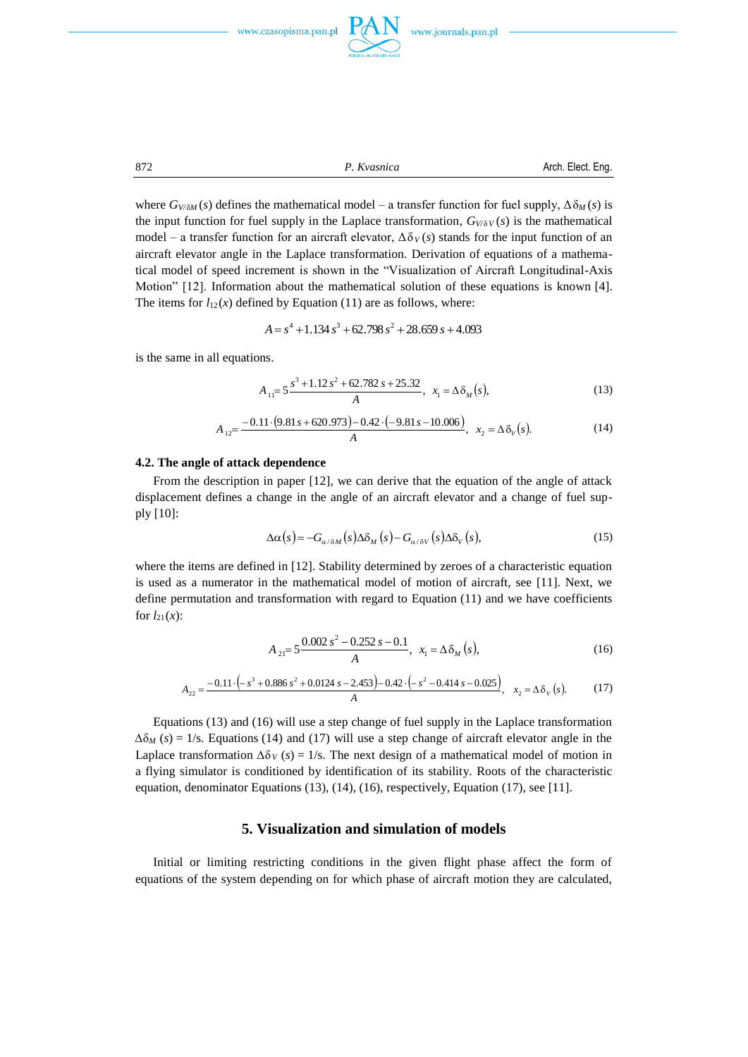where $G_{V/\delta M}(s)$ defines the mathematical model – a transfer function for fuel supply, $\Delta\delta_M(s)$ is the input function for fuel supply in the Laplace transformation, $G_{V/\delta V}(s)$ is the mathematical model – a transfer function for an aircraft elevator, $\Delta\delta_V(s)$ stands for the input function of an aircraft elevator angle in the Laplace transformation. Derivation of equations of a mathematical model of speed increment is shown in the "Visualization of Aircraft Longitudinal-Axis Motion" [12]. Information about the mathematical solution of these equations is known [4]. The items for $l_{12}(x)$ defined by Equation (11) are as follows, where:

$$A = s^4 + 1.134\,s^3 + 62.798\,s^2 + 28.659\,s + 4.093$$

is the same in all equations.

$$A_{11} = 5\frac{s^3 + 1.12\,s^2 + 62.782\,s + 25.32}{A}, \quad x_1 = \Delta\delta_M(s), \tag{13}$$

$$A_{12} = \frac{-0.11\cdot(9.81\,s + 620.973) - 0.42\cdot(-9.81\,s - 10.006)}{A}, \quad x_2 = \Delta\delta_V(s). \tag{14}$$

### 4.2. The angle of attack dependence

From the description in paper [12], we can derive that the equation of the angle of attack displacement defines a change in the angle of an aircraft elevator and a change of fuel supply [10]:

$$\Delta\alpha(s) = -G_{\alpha/\delta M}(s)\Delta\delta_M(s) - G_{\alpha/\delta V}(s)\Delta\delta_V(s), \tag{15}$$

where the items are defined in [12]. Stability determined by zeroes of a characteristic equation is used as a numerator in the mathematical model of motion of aircraft, see [11]. Next, we define permutation and transformation with regard to Equation (11) and we have coefficients for $l_{21}(x)$:

$$A_{21} = 5\frac{0.002\,s^2 - 0.252\,s - 0.1}{A}, \quad x_1 = \Delta\delta_M(s), \tag{16}$$

$$A_{22} = \frac{-0.11\cdot\left(-s^3 + 0.886\,s^2 + 0.0124\,s - 2.453\right) - 0.42\cdot\left(-s^2 - 0.414\,s - 0.025\right)}{A}, \quad x_2 = \Delta\delta_V(s). \tag{17}$$

Equations (13) and (16) will use a step change of fuel supply in the Laplace transformation $\Delta\delta_M(s) = 1/s$. Equations (14) and (17) will use a step change of aircraft elevator angle in the Laplace transformation $\Delta\delta_V(s) = 1/s$. The next design of a mathematical model of motion in a flying simulator is conditioned by identification of its stability. Roots of the characteristic equation, denominator Equations (13), (14), (16), respectively, Equation (17), see [11].

## 5. Visualization and simulation of models

Initial or limiting restricting conditions in the given flight phase affect the form of equations of the system depending on for which phase of aircraft motion they are calculated,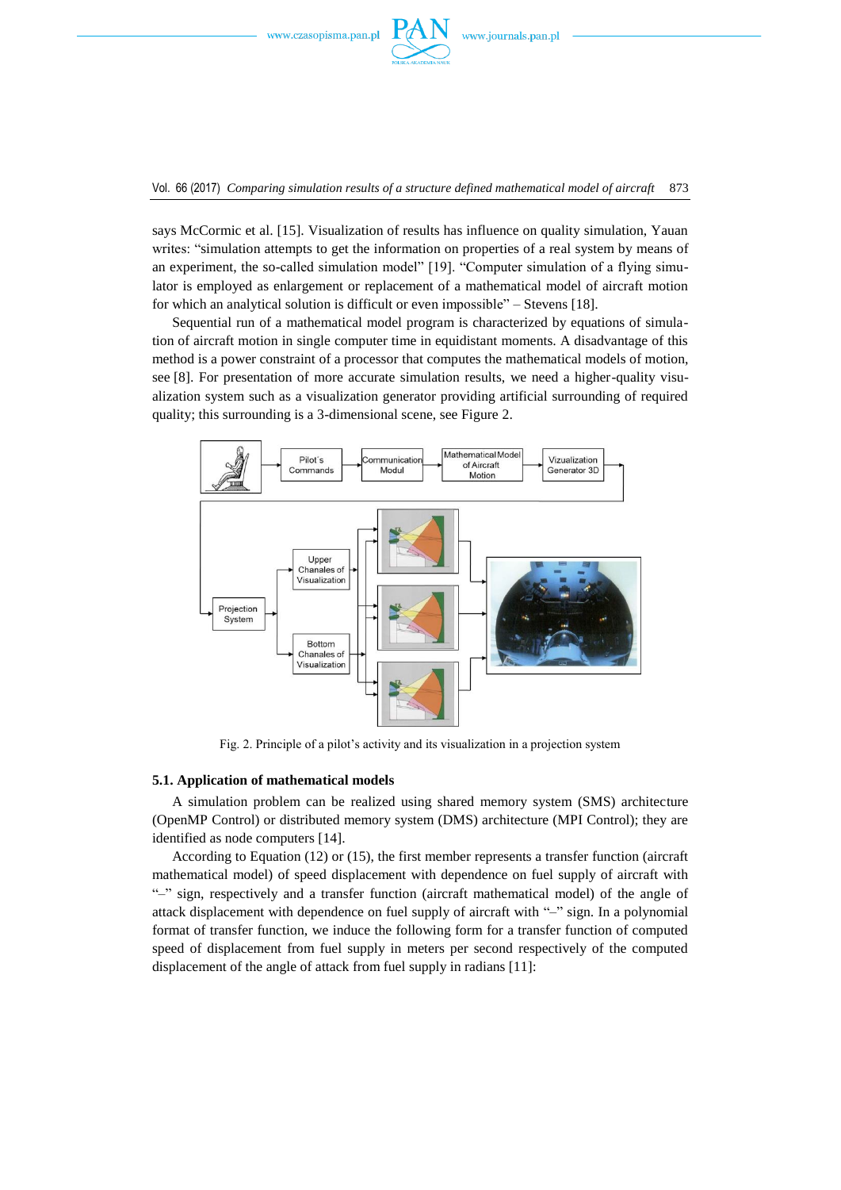says McCormic et al. [15]. Visualization of results has influence on quality simulation, Yauan writes: "simulation attempts to get the information on properties of a real system by means of an experiment, the so-called simulation model" [19]. "Computer simulation of a flying simulator is employed as enlargement or replacement of a mathematical model of aircraft motion for which an analytical solution is difficult or even impossible" – Stevens [18].

Sequential run of a mathematical model program is characterized by equations of simulation of aircraft motion in single computer time in equidistant moments. A disadvantage of this method is a power constraint of a processor that computes the mathematical models of motion, see [8]. For presentation of more accurate simulation results, we need a higher-quality visualization system such as a visualization generator providing artificial surrounding of required quality; this surrounding is a 3-dimensional scene, see Figure 2.

Pilot´s Commands
Communication Modul
Mathematical Model of Aircraft Motion
Vizualization Generator 3D
Projection System
Upper Chanales of Visualization
Bottom Chanales of Visualization

Fig. 2. Principle of a pilot's activity and its visualization in a projection system

### 5.1. Application of mathematical models

A simulation problem can be realized using shared memory system (SMS) architecture (OpenMP Control) or distributed memory system (DMS) architecture (MPI Control); they are identified as node computers [14].

According to Equation (12) or (15), the first member represents a transfer function (aircraft mathematical model) of speed displacement with dependence on fuel supply of aircraft with "–" sign, respectively and a transfer function (aircraft mathematical model) of the angle of attack displacement with dependence on fuel supply of aircraft with "–" sign. In a polynomial format of transfer function, we induce the following form for a transfer function of computed speed of displacement from fuel supply in meters per second respectively of the computed displacement of the angle of attack from fuel supply in radians [11]: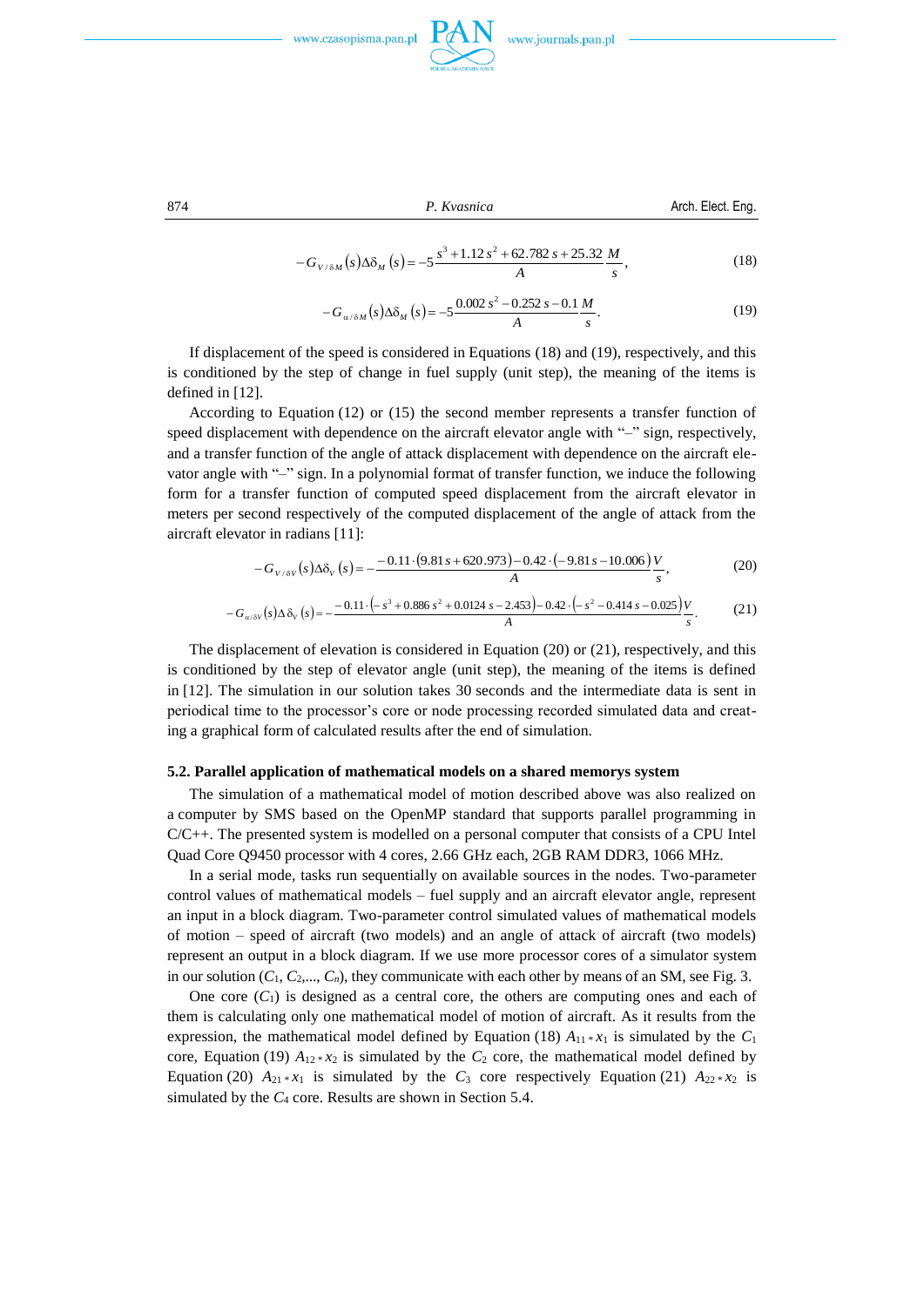$$-G_{V/\delta M}(s)\Delta\delta_M(s) = -5\frac{s^3 + 1.12\,s^2 + 62.782\,s + 25.32}{A}\frac{M}{s}, \tag{18}$$

$$-G_{\alpha/\delta M}(s)\Delta\delta_M(s) = -5\frac{0.002\,s^2 - 0.252\,s - 0.1}{A}\frac{M}{s}. \tag{19}$$

If displacement of the speed is considered in Equations (18) and (19), respectively, and this is conditioned by the step of change in fuel supply (unit step), the meaning of the items is defined in [12].

According to Equation (12) or (15) the second member represents a transfer function of speed displacement with dependence on the aircraft elevator angle with "–" sign, respectively, and a transfer function of the angle of attack displacement with dependence on the aircraft elevator angle with "–" sign. In a polynomial format of transfer function, we induce the following form for a transfer function of computed speed displacement from the aircraft elevator in meters per second respectively of the computed displacement of the angle of attack from the aircraft elevator in radians [11]:

$$-G_{V/\delta V}(s)\Delta\delta_V(s) = -\frac{-0.11\cdot(9.81\,s + 620.973) - 0.42\cdot(-9.81\,s - 10.006)}{A}\frac{V}{s}, \tag{20}$$

$$-G_{\alpha/\delta V}(s)\Delta\delta_V(s) = -\frac{-0.11\cdot\left(-s^3 + 0.886\,s^2 + 0.0124\,s - 2.453\right) - 0.42\cdot\left(-s^2 - 0.414\,s - 0.025\right)}{A}\frac{V}{s}. \tag{21}$$

The displacement of elevation is considered in Equation (20) or (21), respectively, and this is conditioned by the step of elevator angle (unit step), the meaning of the items is defined in [12]. The simulation in our solution takes 30 seconds and the intermediate data is sent in periodical time to the processor's core or node processing recorded simulated data and creating a graphical form of calculated results after the end of simulation.

### 5.2. Parallel application of mathematical models on a shared memorys system

The simulation of a mathematical model of motion described above was also realized on a computer by SMS based on the OpenMP standard that supports parallel programming in C/C++. The presented system is modelled on a personal computer that consists of a CPU Intel Quad Core Q9450 processor with 4 cores, 2.66 GHz each, 2GB RAM DDR3, 1066 MHz.

In a serial mode, tasks run sequentially on available sources in the nodes. Two-parameter control values of mathematical models – fuel supply and an aircraft elevator angle, represent an input in a block diagram. Two-parameter control simulated values of mathematical models of motion – speed of aircraft (two models) and an angle of attack of aircraft (two models) represent an output in a block diagram. If we use more processor cores of a simulator system in our solution ($C_1$, $C_2$,..., $C_n$), they communicate with each other by means of an SM, see Fig. 3.

One core ($C_1$) is designed as a central core, the others are computing ones and each of them is calculating only one mathematical model of motion of aircraft. As it results from the expression, the mathematical model defined by Equation (18) $A_{11} * x_1$ is simulated by the $C_1$ core, Equation (19) $A_{12} * x_2$ is simulated by the $C_2$ core, the mathematical model defined by Equation (20) $A_{21} * x_1$ is simulated by the $C_3$ core respectively Equation (21) $A_{22} * x_2$ is simulated by the $C_4$ core. Results are shown in Section 5.4.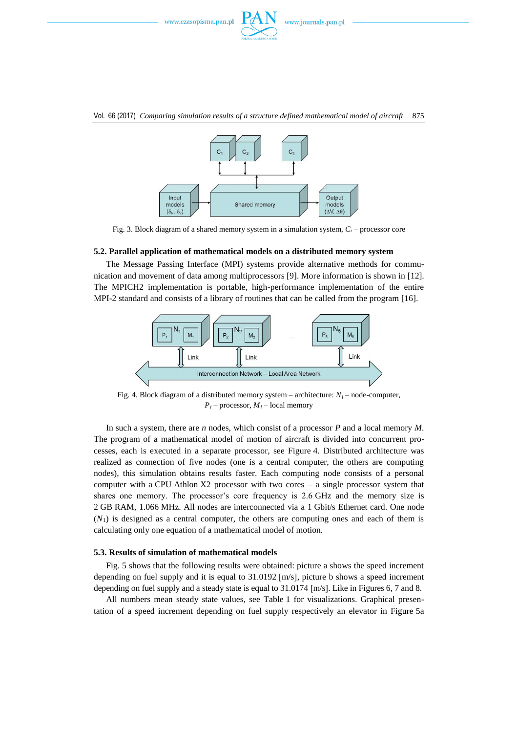Input models ($\delta_H$, $\delta_T$)

Shared memory

Output models ($\Delta V$, $\Delta\theta$)

$C_1$ $C_2$ $C_4$

Fig. 3. Block diagram of a shared memory system in a simulation system, $C_i$ – processor core

### 5.2. Parallel application of mathematical models on a distributed memory system

The Message Passing Interface (MPI) systems provide alternative methods for communication and movement of data among multiprocessors [9]. More information is shown in [12]. The MPICH2 implementation is portable, high-performance implementation of the entire MPI-2 standard and consists of a library of routines that can be called from the program [16].

$N_1$ $P_1$ $M_1$ $N_2$ $P_2$ $M_2$ ... $N_5$ $P_5$ $M_5$

Link Link Link

Interconnection Network – Local Area Network

Fig. 4. Block diagram of a distributed memory system – architecture: $N_i$ – node-computer, $P_i$ – processor, $M_i$ – local memory

In such a system, there are $n$ nodes, which consist of a processor $P$ and a local memory $M$. The program of a mathematical model of motion of aircraft is divided into concurrent processes, each is executed in a separate processor, see Figure 4. Distributed architecture was realized as connection of five nodes (one is a central computer, the others are computing nodes), this simulation obtains results faster. Each computing node consists of a personal computer with a CPU Athlon X2 processor with two cores – a single processor system that shares one memory. The processor's core frequency is 2.6 GHz and the memory size is 2 GB RAM, 1.066 MHz. All nodes are interconnected via a 1 Gbit/s Ethernet card. One node ($N_1$) is designed as a central computer, the others are computing ones and each of them is calculating only one equation of a mathematical model of motion.

### 5.3. Results of simulation of mathematical models

Fig. 5 shows that the following results were obtained: picture a shows the speed increment depending on fuel supply and it is equal to 31.0192 [m/s], picture b shows a speed increment depending on fuel supply and a steady state is equal to 31.0174 [m/s]. Like in Figures 6, 7 and 8.

All numbers mean steady state values, see Table 1 for visualizations. Graphical presentation of a speed increment depending on fuel supply respectively an elevator in Figure 5a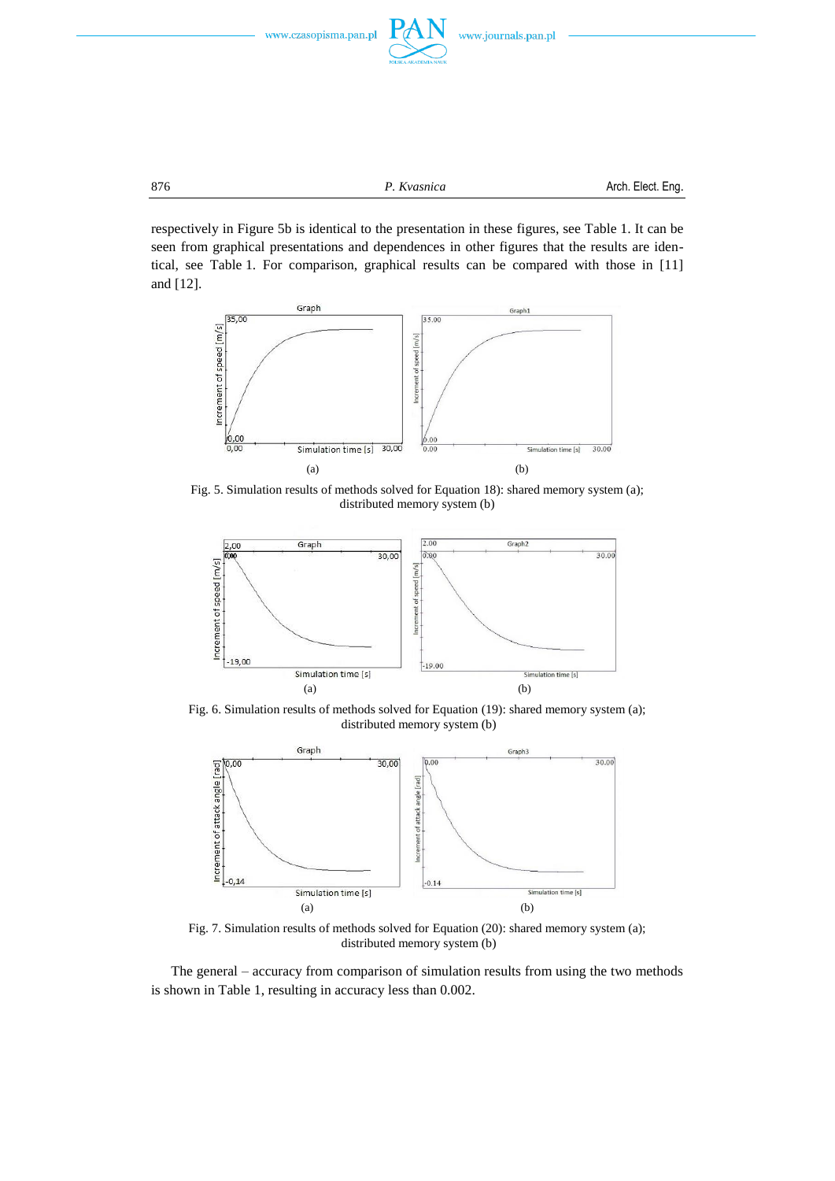respectively in Figure 5b is identical to the presentation in these figures, see Table 1. It can be seen from graphical presentations and dependences in other figures that the results are identical, see Table 1. For comparison, graphical results can be compared with those in [11] and [12].

Graph

35,00

Increment of speed [m/s]

0,00

0,00

Simulation time [s]

30,00

(a)

Graph1

35.00

Increment of speed [m/s]

0.00

0.00

Simulation time [s]

30.00

(b)

Fig. 5. Simulation results of methods solved for Equation 18): shared memory system (a); distributed memory system (b)

Graph

2,00

0,00

30,00

Increment of speed [m/s]

-19,00

Simulation time [s]

(a)

Graph2

2.00

0.00

30.00

Increment of speed [m/s]

-19.00

Simulation time [s]

(b)

Fig. 6. Simulation results of methods solved for Equation (19): shared memory system (a); distributed memory system (b)

Graph

0,00

30,00

Increment of attack angle [rad]

-0,14

Simulation time [s]

(a)

Graph3

0.00

30.00

Increment of attack angle [rad]

-0.14

Simulation time [s]

(b)

Fig. 7. Simulation results of methods solved for Equation (20): shared memory system (a); distributed memory system (b)

The general – accuracy from comparison of simulation results from using the two methods is shown in Table 1, resulting in accuracy less than 0.002.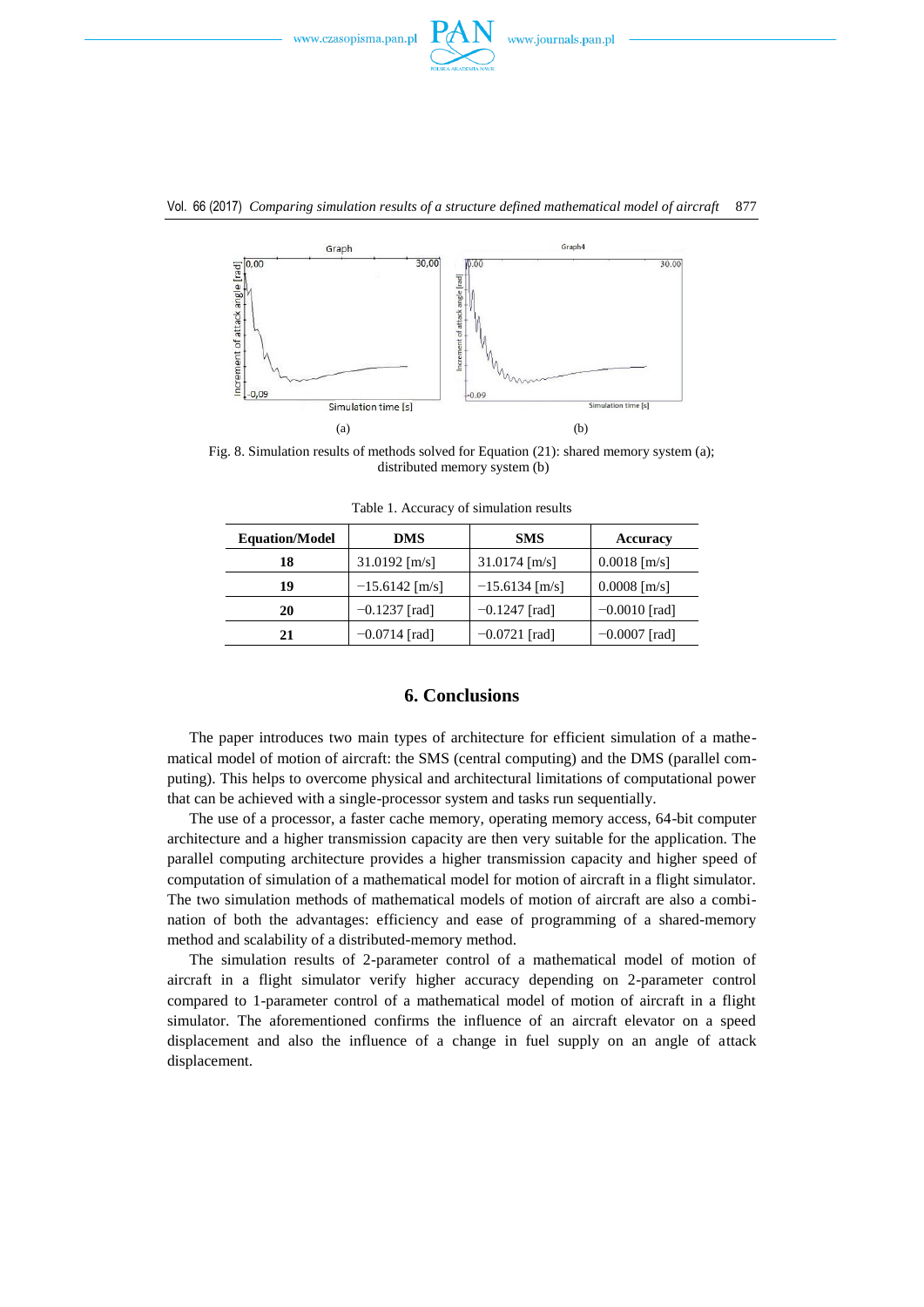Fig. 8. Simulation results of methods solved for Equation (21): shared memory system (a); distributed memory system (b)

Table 1. Accuracy of simulation results

| Equation/Model | DMS | SMS | Accuracy |
|---|---|---|---|
| **18** | 31.0192 [m/s] | 31.0174 [m/s] | 0.0018 [m/s] |
| **19** | −15.6142 [m/s] | −15.6134 [m/s] | 0.0008 [m/s] |
| **20** | −0.1237 [rad] | −0.1247 [rad] | −0.0010 [rad] |
| **21** | −0.0714 [rad] | −0.0721 [rad] | −0.0007 [rad] |

## 6. Conclusions

The paper introduces two main types of architecture for efficient simulation of a mathematical model of motion of aircraft: the SMS (central computing) and the DMS (parallel computing). This helps to overcome physical and architectural limitations of computational power that can be achieved with a single-processor system and tasks run sequentially.

The use of a processor, a faster cache memory, operating memory access, 64-bit computer architecture and a higher transmission capacity are then very suitable for the application. The parallel computing architecture provides a higher transmission capacity and higher speed of computation of simulation of a mathematical model for motion of aircraft in a flight simulator. The two simulation methods of mathematical models of motion of aircraft are also a combination of both the advantages: efficiency and ease of programming of a shared-memory method and scalability of a distributed-memory method.

The simulation results of 2-parameter control of a mathematical model of motion of aircraft in a flight simulator verify higher accuracy depending on 2-parameter control compared to 1-parameter control of a mathematical model of motion of aircraft in a flight simulator. The aforementioned confirms the influence of an aircraft elevator on a speed displacement and also the influence of a change in fuel supply on an angle of attack displacement.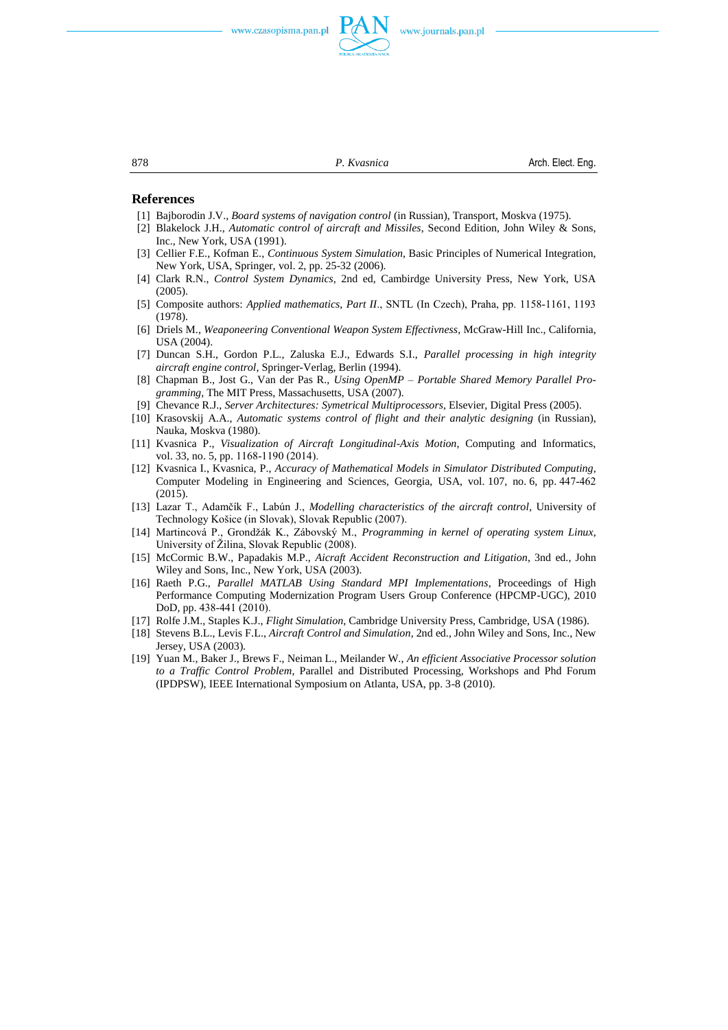## References

[1] Bajborodin J.V., *Board systems of navigation control* (in Russian), Transport, Moskva (1975).

[2] Blakelock J.H., *Automatic control of aircraft and Missiles*, Second Edition, John Wiley & Sons, Inc., New York, USA (1991).

[3] Cellier F.E., Kofman E., *Continuous System Simulation*, Basic Principles of Numerical Integration, New York, USA, Springer, vol. 2, pp. 25-32 (2006).

[4] Clark R.N., *Control System Dynamics*, 2nd ed, Cambirdge University Press, New York, USA (2005).

[5] Composite authors: *Applied mathematics, Part II*., SNTL (In Czech), Praha, pp. 1158-1161, 1193 (1978).

[6] Driels M., *Weaponeering Conventional Weapon System Effectivness*, McGraw-Hill Inc., California, USA (2004).

[7] Duncan S.H., Gordon P.L., Zaluska E.J., Edwards S.I., *Parallel processing in high integrity aircraft engine control*, Springer-Verlag, Berlin (1994).

[8] Chapman B., Jost G., Van der Pas R., *Using OpenMP – Portable Shared Memory Parallel Programming*, The MIT Press, Massachusetts, USA (2007).

[9] Chevance R.J., *Server Architectures: Symetrical Multiprocessors*, Elsevier, Digital Press (2005).

[10] Krasovskij A.A., *Automatic systems control of flight and their analytic designing* (in Russian), Nauka, Moskva (1980).

[11] Kvasnica P., *Visualization of Aircraft Longitudinal-Axis Motion*, Computing and Informatics, vol. 33, no. 5, pp. 1168-1190 (2014).

[12] Kvasnica I., Kvasnica, P., *Accuracy of Mathematical Models in Simulator Distributed Computing*, Computer Modeling in Engineering and Sciences, Georgia, USA, vol. 107, no. 6, pp. 447-462 (2015).

[13] Lazar T., Adamčík F., Labún J., *Modelling characteristics of the aircraft control*, University of Technology Košice (in Slovak), Slovak Republic (2007).

[14] Martincová P., Grondžák K., Zábovský M., *Programming in kernel of operating system Linux*, University of Žilina, Slovak Republic (2008).

[15] McCormic B.W., Papadakis M.P., *Aicraft Accident Reconstruction and Litigation*, 3nd ed., John Wiley and Sons, Inc., New York, USA (2003).

[16] Raeth P.G., *Parallel MATLAB Using Standard MPI Implementations*, Proceedings of High Performance Computing Modernization Program Users Group Conference (HPCMP-UGC), 2010 DoD, pp. 438-441 (2010).

[17] Rolfe J.M., Staples K.J., *Flight Simulation*, Cambridge University Press, Cambridge, USA (1986).

[18] Stevens B.L., Levis F.L., *Aircraft Control and Simulation*, 2nd ed., John Wiley and Sons, Inc., New Jersey, USA (2003).

[19] Yuan M., Baker J., Brews F., Neiman L., Meilander W., *An efficient Associative Processor solution to a Traffic Control Problem*, Parallel and Distributed Processing, Workshops and Phd Forum (IPDPSW), IEEE International Symposium on Atlanta, USA, pp. 3-8 (2010).